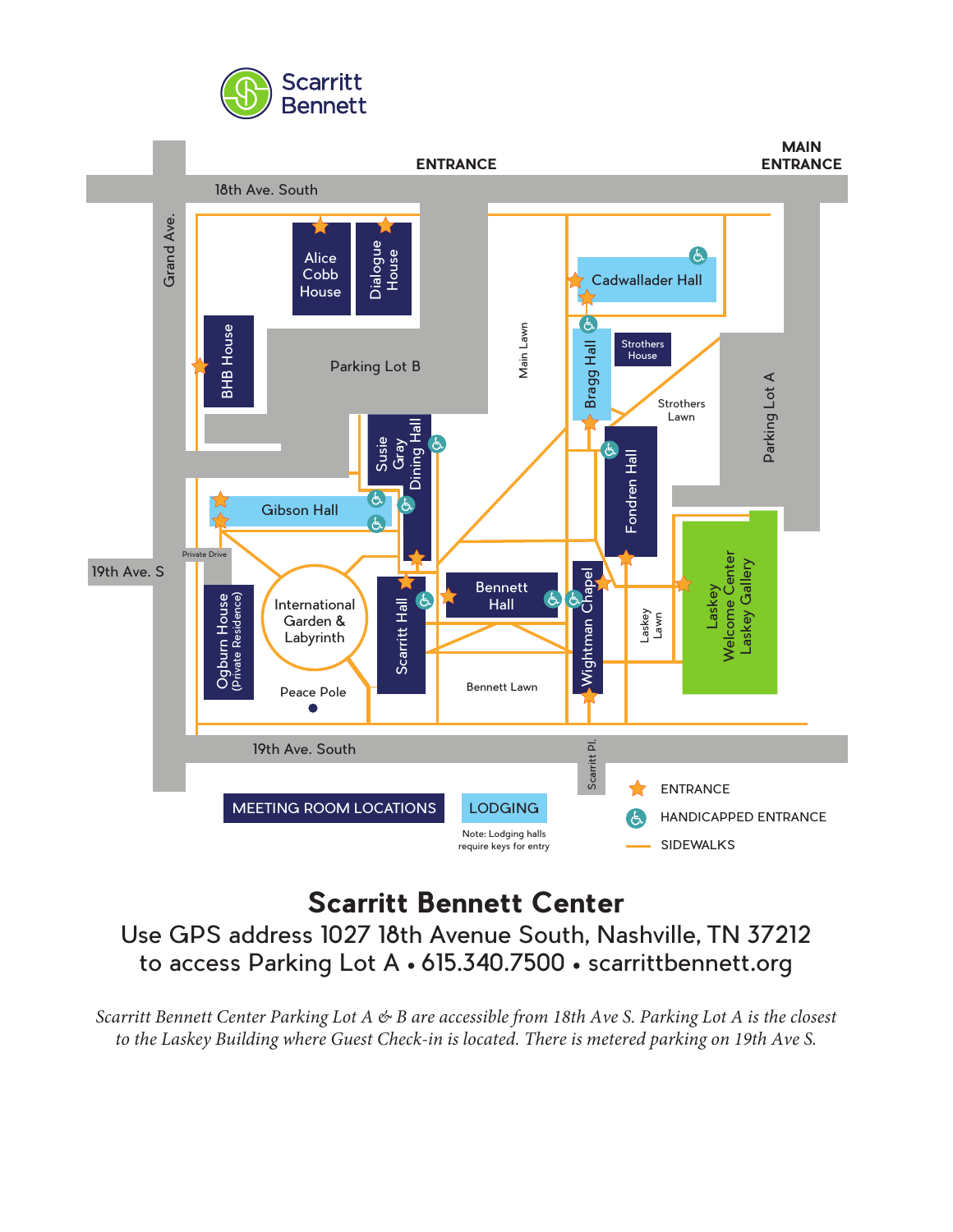Scarritt Bennett

ENTRANCE

MAIN ENTRANCE

18th Ave. South

Grand Ave.

Alice Cobb House

Dialogue House

BHB House

Parking Lot B

Main Lawn

Cadwallader Hall

Bragg Hall

Strothers House

Strothers Lawn

Parking Lot A

Susie Gray Dining Hall

Fondren Hall

Gibson Hall

Private Drive

19th Ave. S

Ogburn House (Private Residence)

International Garden & Labyrinth

Scarritt Hall

Bennett Hall

Wightman Chapel

Laskey Lawn

Laskey Welcome Center Laskey Gallery

Peace Pole

Bennett Lawn

19th Ave. South

Scarritt Pl.

MEETING ROOM LOCATIONS

LODGING

Note: Lodging halls require keys for entry

ENTRANCE

HANDICAPPED ENTRANCE

SIDEWALKS

# Scarritt Bennett Center

Use GPS address 1027 18th Avenue South, Nashville, TN 37212
to access Parking Lot A • 615.340.7500 • scarrittbennett.org

*Scarritt Bennett Center Parking Lot A & B are accessible from 18th Ave S. Parking Lot A is the closest to the Laskey Building where Guest Check-in is located. There is metered parking on 19th Ave S.*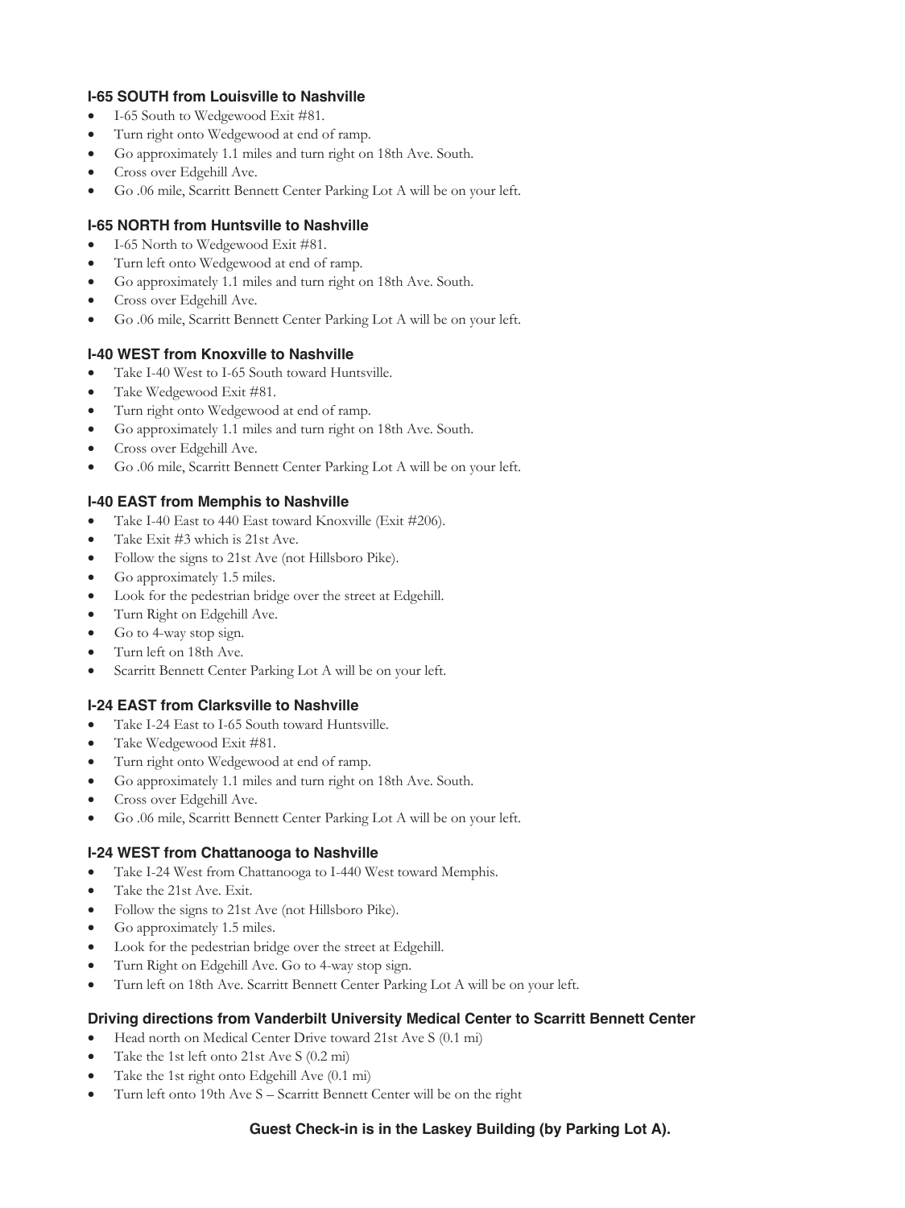### I-65 SOUTH from Louisville to Nashville

- I-65 South to Wedgewood Exit #81.
- Turn right onto Wedgewood at end of ramp.
- Go approximately 1.1 miles and turn right on 18th Ave. South.
- Cross over Edgehill Ave.
- Go .06 mile, Scarritt Bennett Center Parking Lot A will be on your left.

### I-65 NORTH from Huntsville to Nashville

- I-65 North to Wedgewood Exit #81.
- Turn left onto Wedgewood at end of ramp.
- Go approximately 1.1 miles and turn right on 18th Ave. South.
- Cross over Edgehill Ave.
- Go .06 mile, Scarritt Bennett Center Parking Lot A will be on your left.

### I-40 WEST from Knoxville to Nashville

- Take I-40 West to I-65 South toward Huntsville.
- Take Wedgewood Exit #81.
- Turn right onto Wedgewood at end of ramp.
- Go approximately 1.1 miles and turn right on 18th Ave. South.
- Cross over Edgehill Ave.
- Go .06 mile, Scarritt Bennett Center Parking Lot A will be on your left.

### I-40 EAST from Memphis to Nashville

- Take I-40 East to 440 East toward Knoxville (Exit #206).
- Take Exit #3 which is 21st Ave.
- Follow the signs to 21st Ave (not Hillsboro Pike).
- Go approximately 1.5 miles.
- Look for the pedestrian bridge over the street at Edgehill.
- Turn Right on Edgehill Ave.
- Go to 4-way stop sign.
- Turn left on 18th Ave.
- Scarritt Bennett Center Parking Lot A will be on your left.

### I-24 EAST from Clarksville to Nashville

- Take I-24 East to I-65 South toward Huntsville.
- Take Wedgewood Exit #81.
- Turn right onto Wedgewood at end of ramp.
- Go approximately 1.1 miles and turn right on 18th Ave. South.
- Cross over Edgehill Ave.
- Go .06 mile, Scarritt Bennett Center Parking Lot A will be on your left.

### I-24 WEST from Chattanooga to Nashville

- Take I-24 West from Chattanooga to I-440 West toward Memphis.
- Take the 21st Ave. Exit.
- Follow the signs to 21st Ave (not Hillsboro Pike).
- Go approximately 1.5 miles.
- Look for the pedestrian bridge over the street at Edgehill.
- Turn Right on Edgehill Ave. Go to 4-way stop sign.
- Turn left on 18th Ave. Scarritt Bennett Center Parking Lot A will be on your left.

### Driving directions from Vanderbilt University Medical Center to Scarritt Bennett Center

- Head north on Medical Center Drive toward 21st Ave S (0.1 mi)
- Take the 1st left onto 21st Ave S (0.2 mi)
- Take the 1st right onto Edgehill Ave (0.1 mi)
- Turn left onto 19th Ave S – Scarritt Bennett Center will be on the right

**Guest Check-in is in the Laskey Building (by Parking Lot A).**